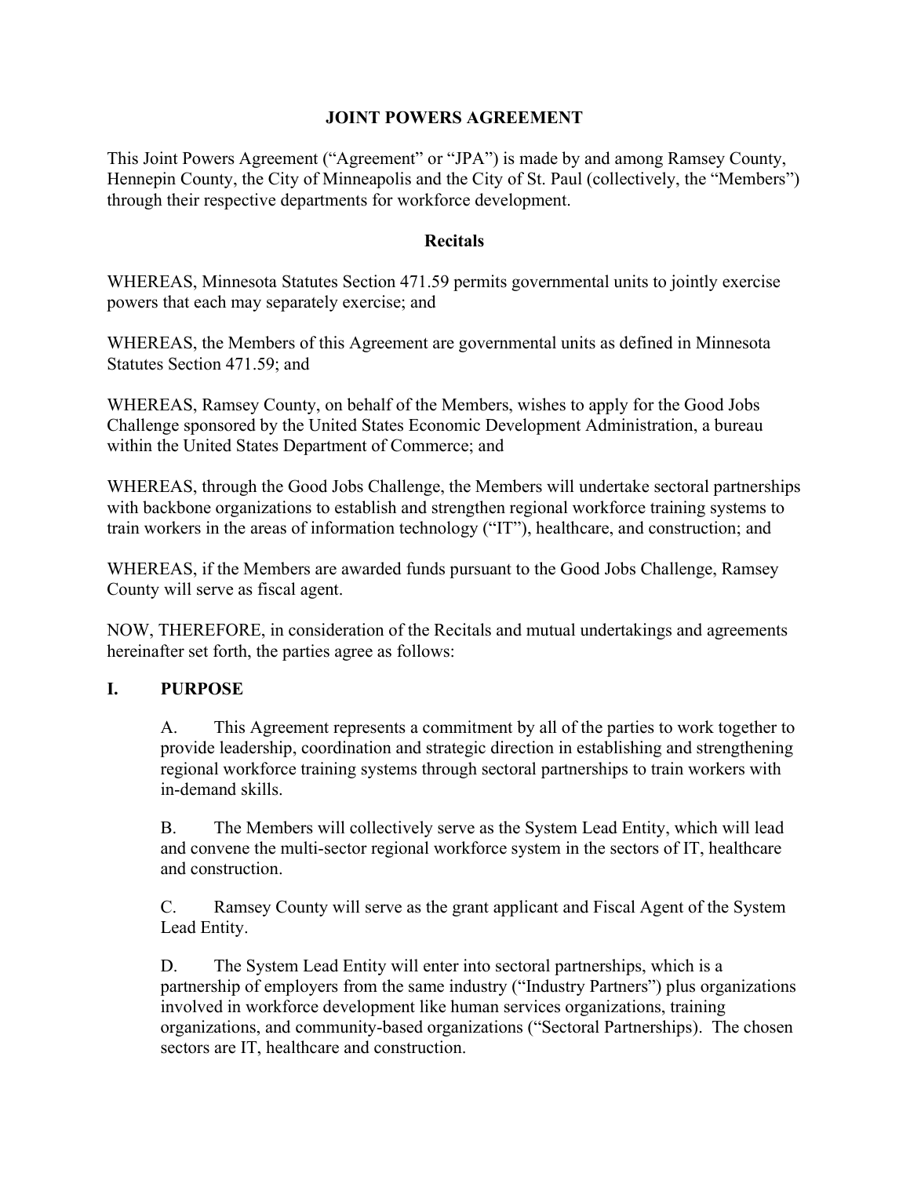# JOINT POWERS AGREEMENT

This Joint Powers Agreement ("Agreement" or "JPA") is made by and among Ramsey County, Hennepin County, the City of Minneapolis and the City of St. Paul (collectively, the "Members") through their respective departments for workforce development.

## Recitals

WHEREAS, Minnesota Statutes Section 471.59 permits governmental units to jointly exercise powers that each may separately exercise; and

WHEREAS, the Members of this Agreement are governmental units as defined in Minnesota Statutes Section 471.59; and

WHEREAS, Ramsey County, on behalf of the Members, wishes to apply for the Good Jobs Challenge sponsored by the United States Economic Development Administration, a bureau within the United States Department of Commerce; and

WHEREAS, through the Good Jobs Challenge, the Members will undertake sectoral partnerships with backbone organizations to establish and strengthen regional workforce training systems to train workers in the areas of information technology ("IT"), healthcare, and construction; and

WHEREAS, if the Members are awarded funds pursuant to the Good Jobs Challenge, Ramsey County will serve as fiscal agent.

NOW, THEREFORE, in consideration of the Recitals and mutual undertakings and agreements hereinafter set forth, the parties agree as follows:

## I. PURPOSE

A. This Agreement represents a commitment by all of the parties to work together to provide leadership, coordination and strategic direction in establishing and strengthening regional workforce training systems through sectoral partnerships to train workers with in-demand skills.

B. The Members will collectively serve as the System Lead Entity, which will lead and convene the multi-sector regional workforce system in the sectors of IT, healthcare and construction.

C. Ramsey County will serve as the grant applicant and Fiscal Agent of the System Lead Entity.

D. The System Lead Entity will enter into sectoral partnerships, which is a partnership of employers from the same industry ("Industry Partners") plus organizations involved in workforce development like human services organizations, training organizations, and community-based organizations ("Sectoral Partnerships). The chosen sectors are IT, healthcare and construction.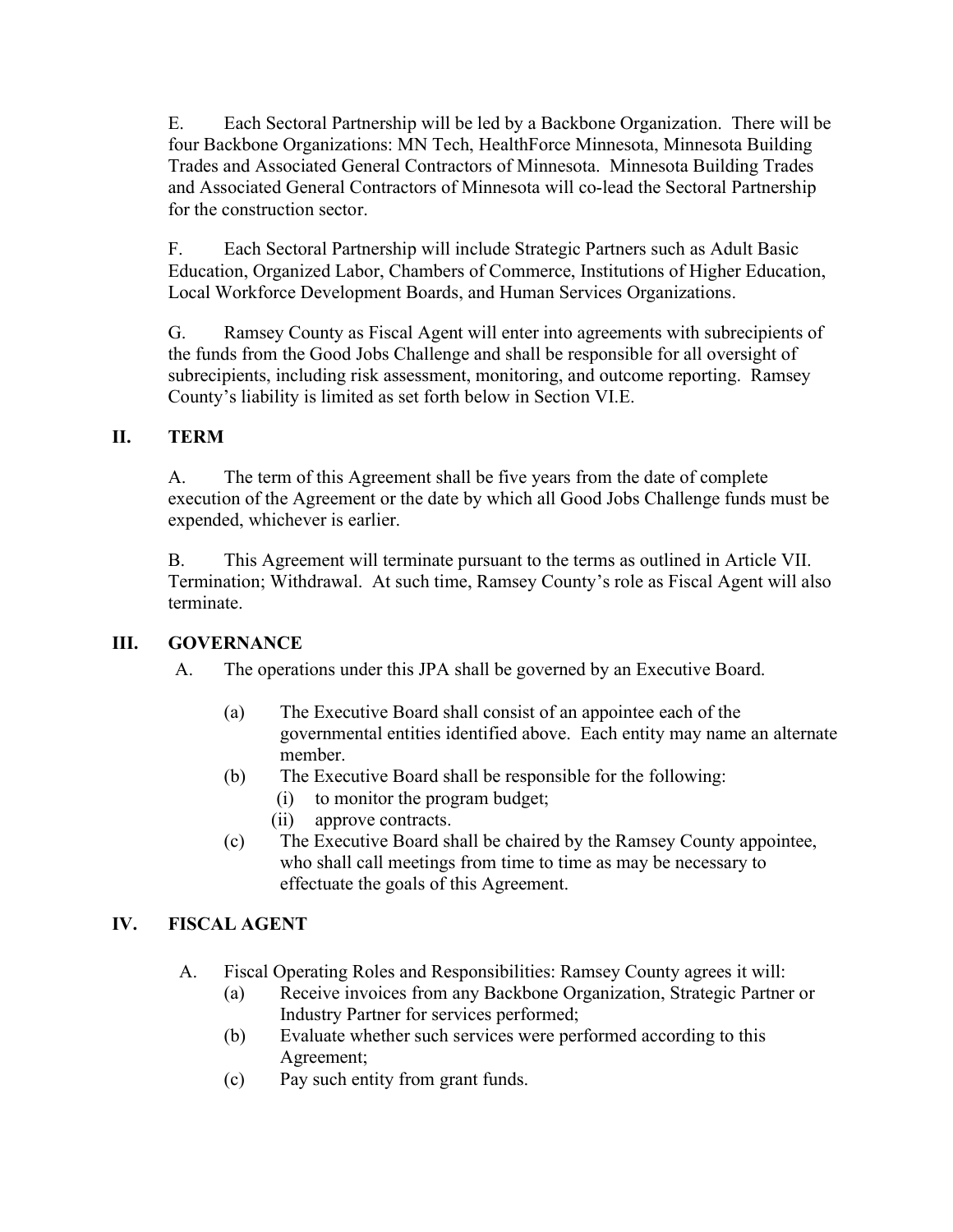E. Each Sectoral Partnership will be led by a Backbone Organization. There will be four Backbone Organizations: MN Tech, HealthForce Minnesota, Minnesota Building Trades and Associated General Contractors of Minnesota. Minnesota Building Trades and Associated General Contractors of Minnesota will co-lead the Sectoral Partnership for the construction sector.

F. Each Sectoral Partnership will include Strategic Partners such as Adult Basic Education, Organized Labor, Chambers of Commerce, Institutions of Higher Education, Local Workforce Development Boards, and Human Services Organizations.

G. Ramsey County as Fiscal Agent will enter into agreements with subrecipients of the funds from the Good Jobs Challenge and shall be responsible for all oversight of subrecipients, including risk assessment, monitoring, and outcome reporting. Ramsey County's liability is limited as set forth below in Section VI.E.

## II. TERM

A. The term of this Agreement shall be five years from the date of complete execution of the Agreement or the date by which all Good Jobs Challenge funds must be expended, whichever is earlier.

B. This Agreement will terminate pursuant to the terms as outlined in Article VII. Termination; Withdrawal. At such time, Ramsey County's role as Fiscal Agent will also terminate.

## III. GOVERNANCE

A. The operations under this JPA shall be governed by an Executive Board.

- (a) The Executive Board shall consist of an appointee each of the governmental entities identified above. Each entity may name an alternate member.
- (b) The Executive Board shall be responsible for the following:
  - (i) to monitor the program budget;
  - (ii) approve contracts.
- (c) The Executive Board shall be chaired by the Ramsey County appointee, who shall call meetings from time to time as may be necessary to effectuate the goals of this Agreement.

## IV. FISCAL AGENT

A. Fiscal Operating Roles and Responsibilities: Ramsey County agrees it will:

- (a) Receive invoices from any Backbone Organization, Strategic Partner or Industry Partner for services performed;
- (b) Evaluate whether such services were performed according to this Agreement;
- (c) Pay such entity from grant funds.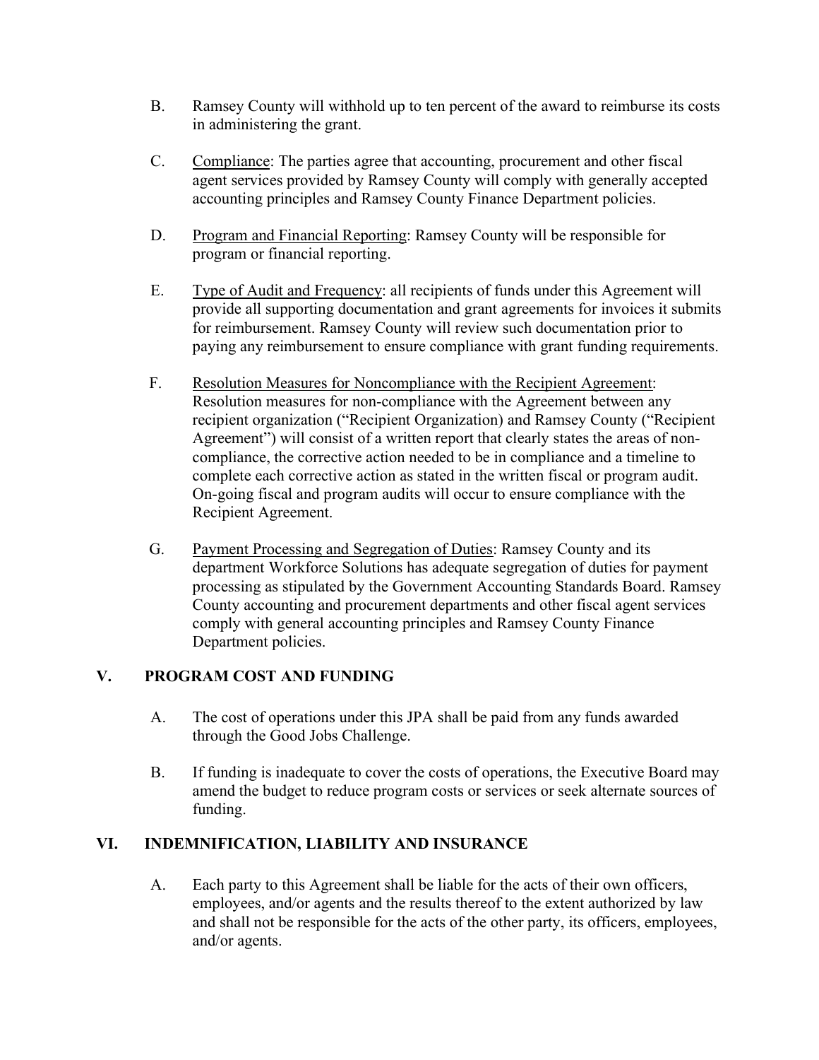B. Ramsey County will withhold up to ten percent of the award to reimburse its costs in administering the grant.

C. Compliance: The parties agree that accounting, procurement and other fiscal agent services provided by Ramsey County will comply with generally accepted accounting principles and Ramsey County Finance Department policies.

D. Program and Financial Reporting: Ramsey County will be responsible for program or financial reporting.

E. Type of Audit and Frequency: all recipients of funds under this Agreement will provide all supporting documentation and grant agreements for invoices it submits for reimbursement. Ramsey County will review such documentation prior to paying any reimbursement to ensure compliance with grant funding requirements.

F. Resolution Measures for Noncompliance with the Recipient Agreement: Resolution measures for non-compliance with the Agreement between any recipient organization ("Recipient Organization) and Ramsey County ("Recipient Agreement") will consist of a written report that clearly states the areas of non-compliance, the corrective action needed to be in compliance and a timeline to complete each corrective action as stated in the written fiscal or program audit. On-going fiscal and program audits will occur to ensure compliance with the Recipient Agreement.

G. Payment Processing and Segregation of Duties: Ramsey County and its department Workforce Solutions has adequate segregation of duties for payment processing as stipulated by the Government Accounting Standards Board. Ramsey County accounting and procurement departments and other fiscal agent services comply with general accounting principles and Ramsey County Finance Department policies.

## V. PROGRAM COST AND FUNDING

A. The cost of operations under this JPA shall be paid from any funds awarded through the Good Jobs Challenge.

B. If funding is inadequate to cover the costs of operations, the Executive Board may amend the budget to reduce program costs or services or seek alternate sources of funding.

## VI. INDEMNIFICATION, LIABILITY AND INSURANCE

A. Each party to this Agreement shall be liable for the acts of their own officers, employees, and/or agents and the results thereof to the extent authorized by law and shall not be responsible for the acts of the other party, its officers, employees, and/or agents.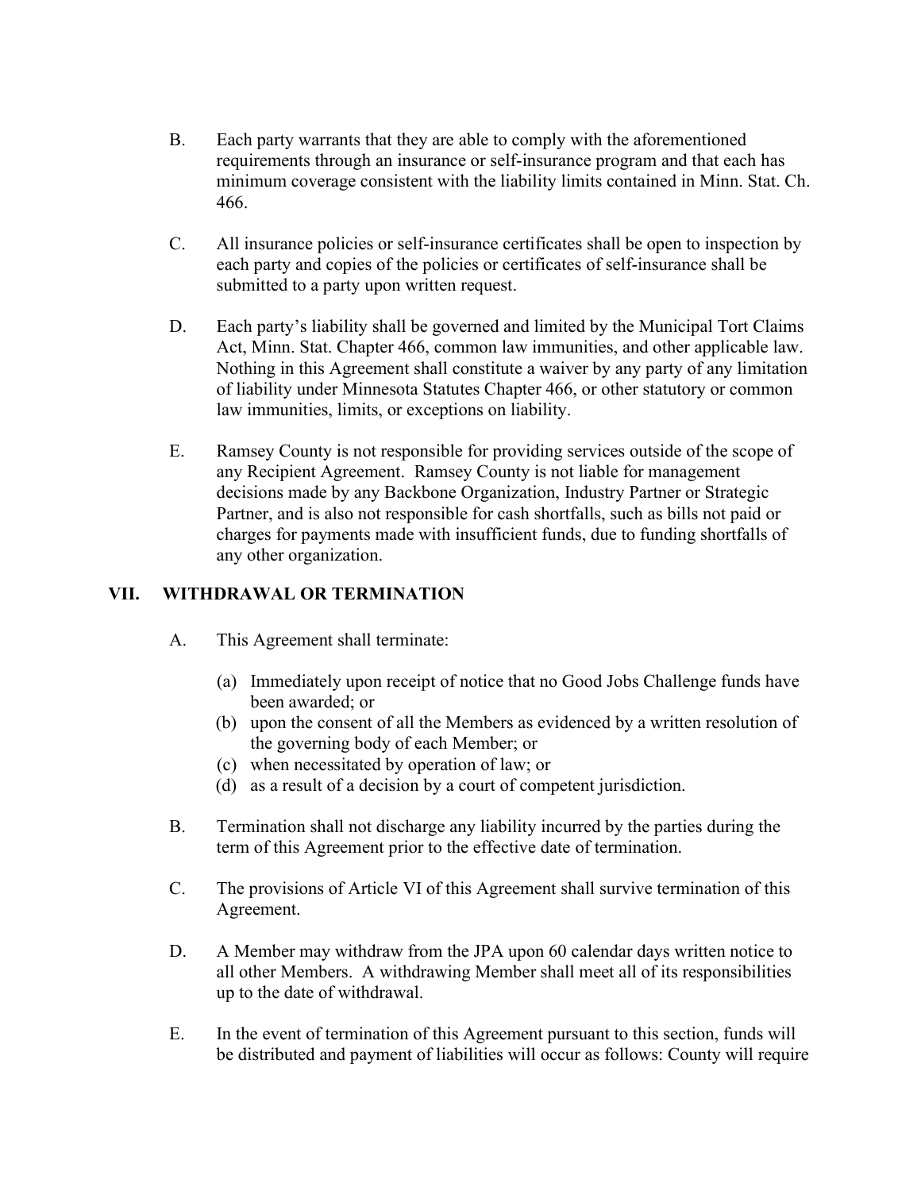B. Each party warrants that they are able to comply with the aforementioned requirements through an insurance or self-insurance program and that each has minimum coverage consistent with the liability limits contained in Minn. Stat. Ch. 466.

C. All insurance policies or self-insurance certificates shall be open to inspection by each party and copies of the policies or certificates of self-insurance shall be submitted to a party upon written request.

D. Each party's liability shall be governed and limited by the Municipal Tort Claims Act, Minn. Stat. Chapter 466, common law immunities, and other applicable law. Nothing in this Agreement shall constitute a waiver by any party of any limitation of liability under Minnesota Statutes Chapter 466, or other statutory or common law immunities, limits, or exceptions on liability.

E. Ramsey County is not responsible for providing services outside of the scope of any Recipient Agreement. Ramsey County is not liable for management decisions made by any Backbone Organization, Industry Partner or Strategic Partner, and is also not responsible for cash shortfalls, such as bills not paid or charges for payments made with insufficient funds, due to funding shortfalls of any other organization.

## VII. WITHDRAWAL OR TERMINATION

A. This Agreement shall terminate:

(a) Immediately upon receipt of notice that no Good Jobs Challenge funds have been awarded; or
(b) upon the consent of all the Members as evidenced by a written resolution of the governing body of each Member; or
(c) when necessitated by operation of law; or
(d) as a result of a decision by a court of competent jurisdiction.

B. Termination shall not discharge any liability incurred by the parties during the term of this Agreement prior to the effective date of termination.

C. The provisions of Article VI of this Agreement shall survive termination of this Agreement.

D. A Member may withdraw from the JPA upon 60 calendar days written notice to all other Members. A withdrawing Member shall meet all of its responsibilities up to the date of withdrawal.

E. In the event of termination of this Agreement pursuant to this section, funds will be distributed and payment of liabilities will occur as follows: County will require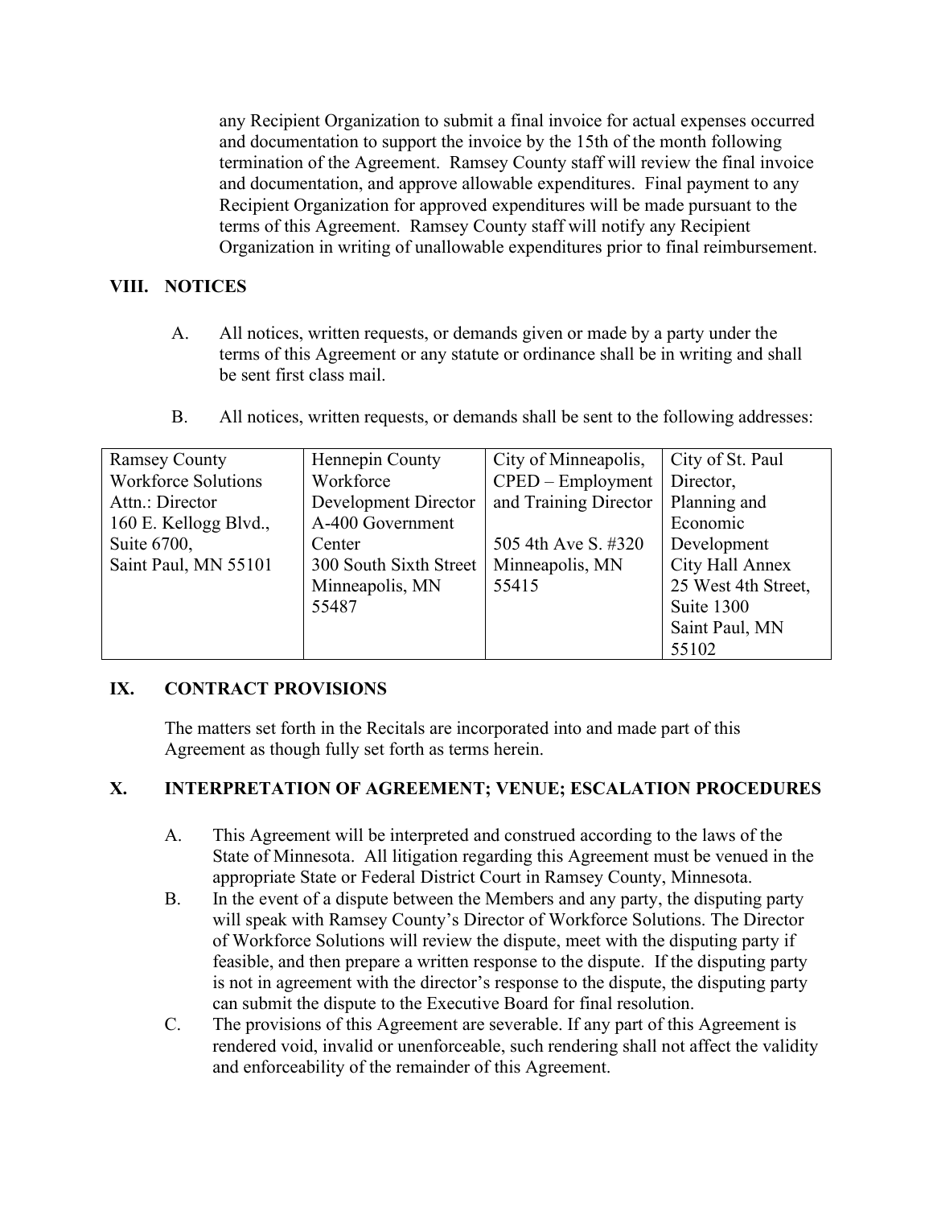any Recipient Organization to submit a final invoice for actual expenses occurred and documentation to support the invoice by the 15th of the month following termination of the Agreement. Ramsey County staff will review the final invoice and documentation, and approve allowable expenditures. Final payment to any Recipient Organization for approved expenditures will be made pursuant to the terms of this Agreement. Ramsey County staff will notify any Recipient Organization in writing of unallowable expenditures prior to final reimbursement.

## VIII. NOTICES

A. All notices, written requests, or demands given or made by a party under the terms of this Agreement or any statute or ordinance shall be in writing and shall be sent first class mail.

B. All notices, written requests, or demands shall be sent to the following addresses:

| Ramsey County Workforce Solutions Attn.: Director 160 E. Kellogg Blvd., Suite 6700, Saint Paul, MN 55101 | Hennepin County Workforce Development Director A-400 Government Center 300 South Sixth Street Minneapolis, MN 55487 | City of Minneapolis, CPED – Employment and Training Director 505 4th Ave S. #320 Minneapolis, MN 55415 | City of St. Paul Director, Planning and Economic Development City Hall Annex 25 West 4th Street, Suite 1300 Saint Paul, MN 55102 |
|---|---|---|---|

## IX. CONTRACT PROVISIONS

The matters set forth in the Recitals are incorporated into and made part of this Agreement as though fully set forth as terms herein.

## X. INTERPRETATION OF AGREEMENT; VENUE; ESCALATION PROCEDURES

A. This Agreement will be interpreted and construed according to the laws of the State of Minnesota. All litigation regarding this Agreement must be venued in the appropriate State or Federal District Court in Ramsey County, Minnesota.

B. In the event of a dispute between the Members and any party, the disputing party will speak with Ramsey County's Director of Workforce Solutions. The Director of Workforce Solutions will review the dispute, meet with the disputing party if feasible, and then prepare a written response to the dispute. If the disputing party is not in agreement with the director's response to the dispute, the disputing party can submit the dispute to the Executive Board for final resolution.

C. The provisions of this Agreement are severable. If any part of this Agreement is rendered void, invalid or unenforceable, such rendering shall not affect the validity and enforceability of the remainder of this Agreement.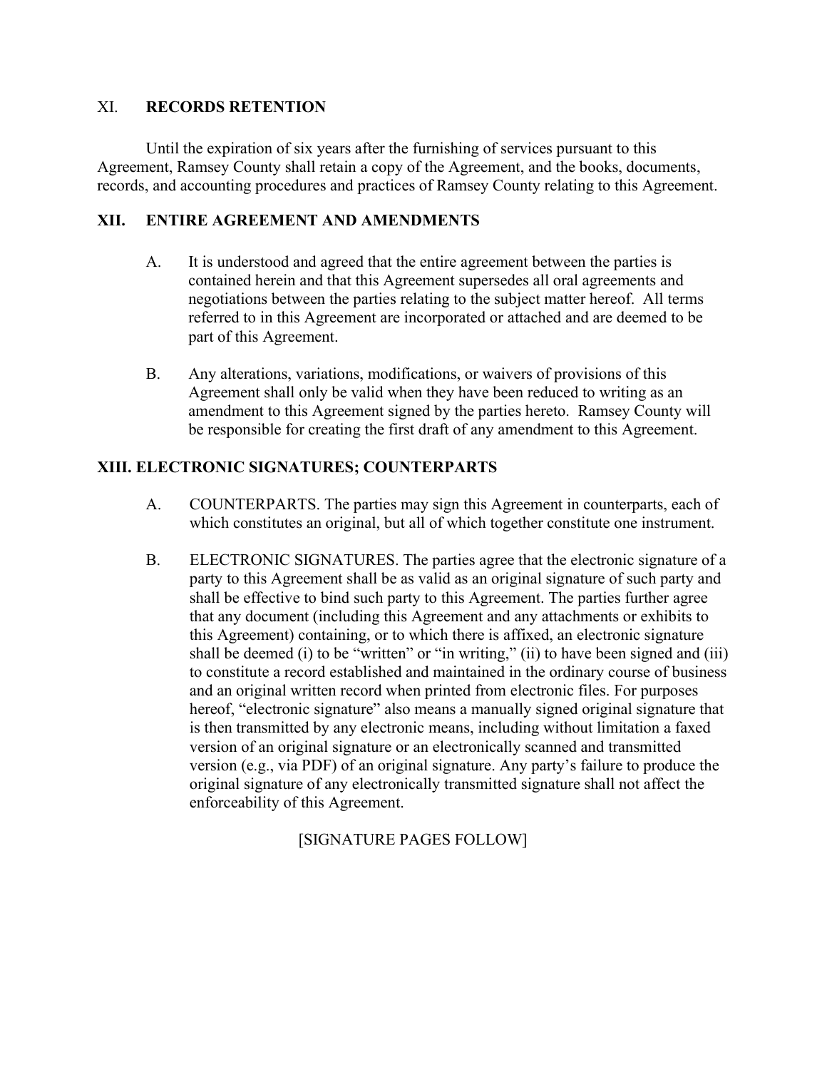## XI. RECORDS RETENTION

Until the expiration of six years after the furnishing of services pursuant to this Agreement, Ramsey County shall retain a copy of the Agreement, and the books, documents, records, and accounting procedures and practices of Ramsey County relating to this Agreement.

## XII. ENTIRE AGREEMENT AND AMENDMENTS

A. It is understood and agreed that the entire agreement between the parties is contained herein and that this Agreement supersedes all oral agreements and negotiations between the parties relating to the subject matter hereof. All terms referred to in this Agreement are incorporated or attached and are deemed to be part of this Agreement.

B. Any alterations, variations, modifications, or waivers of provisions of this Agreement shall only be valid when they have been reduced to writing as an amendment to this Agreement signed by the parties hereto. Ramsey County will be responsible for creating the first draft of any amendment to this Agreement.

## XIII. ELECTRONIC SIGNATURES; COUNTERPARTS

A. COUNTERPARTS. The parties may sign this Agreement in counterparts, each of which constitutes an original, but all of which together constitute one instrument.

B. ELECTRONIC SIGNATURES. The parties agree that the electronic signature of a party to this Agreement shall be as valid as an original signature of such party and shall be effective to bind such party to this Agreement. The parties further agree that any document (including this Agreement and any attachments or exhibits to this Agreement) containing, or to which there is affixed, an electronic signature shall be deemed (i) to be "written" or "in writing," (ii) to have been signed and (iii) to constitute a record established and maintained in the ordinary course of business and an original written record when printed from electronic files. For purposes hereof, "electronic signature" also means a manually signed original signature that is then transmitted by any electronic means, including without limitation a faxed version of an original signature or an electronically scanned and transmitted version (e.g., via PDF) of an original signature. Any party's failure to produce the original signature of any electronically transmitted signature shall not affect the enforceability of this Agreement.

[SIGNATURE PAGES FOLLOW]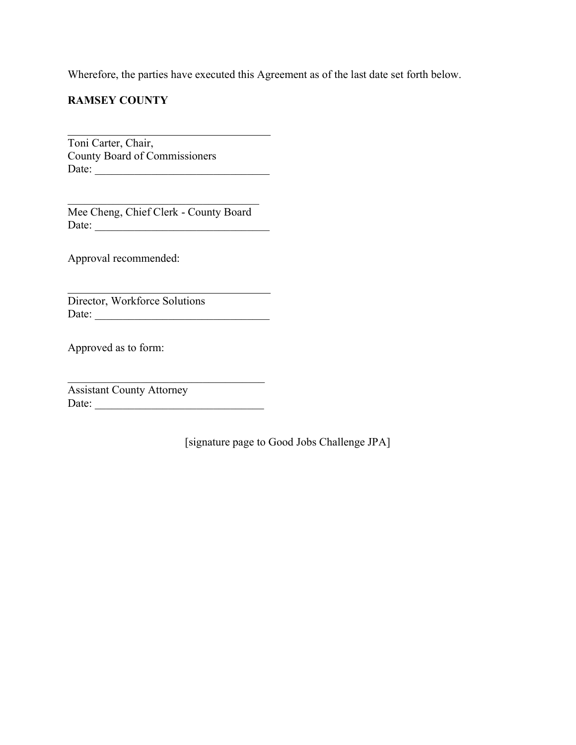Wherefore, the parties have executed this Agreement as of the last date set forth below.

**RAMSEY COUNTY**

\_\_\_\_\_\_\_\_\_\_\_\_\_\_\_\_\_\_\_\_\_\_\_\_\_\_\_\_\_\_\_\_\_\_\_\_\_\_\_\_
Toni Carter, Chair,
County Board of Commissioners
Date: \_\_\_\_\_\_\_\_\_\_\_\_\_\_\_\_\_\_\_\_\_\_\_\_\_\_\_\_\_\_\_\_\_\_

\_\_\_\_\_\_\_\_\_\_\_\_\_\_\_\_\_\_\_\_\_\_\_\_\_\_\_\_\_\_\_\_\_\_\_\_\_\_\_\_
Mee Cheng, Chief Clerk - County Board
Date: \_\_\_\_\_\_\_\_\_\_\_\_\_\_\_\_\_\_\_\_\_\_\_\_\_\_\_\_\_\_\_\_\_\_

Approval recommended:

\_\_\_\_\_\_\_\_\_\_\_\_\_\_\_\_\_\_\_\_\_\_\_\_\_\_\_\_\_\_\_\_\_\_\_\_\_\_\_\_
Director, Workforce Solutions
Date: \_\_\_\_\_\_\_\_\_\_\_\_\_\_\_\_\_\_\_\_\_\_\_\_\_\_\_\_\_\_\_\_\_\_

Approved as to form:

\_\_\_\_\_\_\_\_\_\_\_\_\_\_\_\_\_\_\_\_\_\_\_\_\_\_\_\_\_\_\_\_\_\_\_\_\_\_\_\_
Assistant County Attorney
Date: \_\_\_\_\_\_\_\_\_\_\_\_\_\_\_\_\_\_\_\_\_\_\_\_\_\_\_\_\_\_\_\_\_\_

[signature page to Good Jobs Challenge JPA]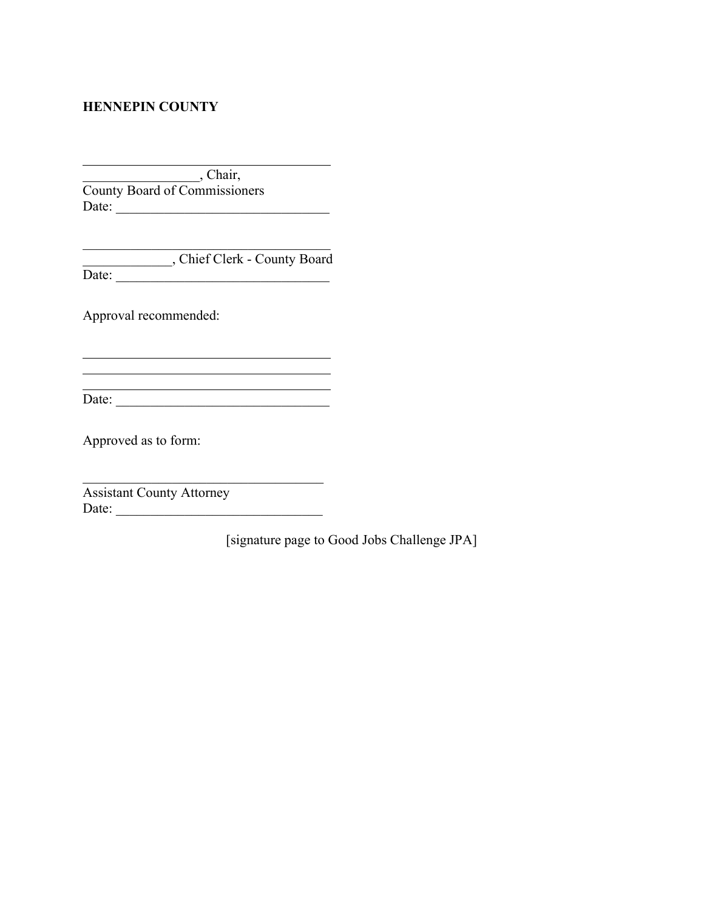**HENNEPIN COUNTY**

\_\_\_\_\_\_\_\_\_\_\_\_\_\_\_\_\_\_\_\_\_\_\_\_\_\_\_\_\_\_\_\_\_\_\_\_\_\_\_
\_\_\_\_\_\_\_\_\_\_\_\_\_\_\_\_\_\_, Chair,
County Board of Commissioners
Date: \_\_\_\_\_\_\_\_\_\_\_\_\_\_\_\_\_\_\_\_\_\_\_\_\_\_\_\_\_\_\_\_

\_\_\_\_\_\_\_\_\_\_\_\_\_\_\_\_\_\_\_\_\_\_\_\_\_\_\_\_\_\_\_\_\_\_\_\_\_\_\_
\_\_\_\_\_\_\_\_\_\_\_\_\_\_, Chief Clerk - County Board
Date: \_\_\_\_\_\_\_\_\_\_\_\_\_\_\_\_\_\_\_\_\_\_\_\_\_\_\_\_\_\_\_\_

Approval recommended:

\_\_\_\_\_\_\_\_\_\_\_\_\_\_\_\_\_\_\_\_\_\_\_\_\_\_\_\_\_\_\_\_\_\_\_\_\_\_\_
\_\_\_\_\_\_\_\_\_\_\_\_\_\_\_\_\_\_\_\_\_\_\_\_\_\_\_\_\_\_\_\_\_\_\_\_\_\_\_
\_\_\_\_\_\_\_\_\_\_\_\_\_\_\_\_\_\_\_\_\_\_\_\_\_\_\_\_\_\_\_\_\_\_\_\_\_\_\_
Date: \_\_\_\_\_\_\_\_\_\_\_\_\_\_\_\_\_\_\_\_\_\_\_\_\_\_\_\_\_\_\_\_

Approved as to form:

\_\_\_\_\_\_\_\_\_\_\_\_\_\_\_\_\_\_\_\_\_\_\_\_\_\_\_\_\_\_\_\_\_\_\_\_\_\_
Assistant County Attorney
Date: \_\_\_\_\_\_\_\_\_\_\_\_\_\_\_\_\_\_\_\_\_\_\_\_\_\_\_\_\_\_\_

[signature page to Good Jobs Challenge JPA]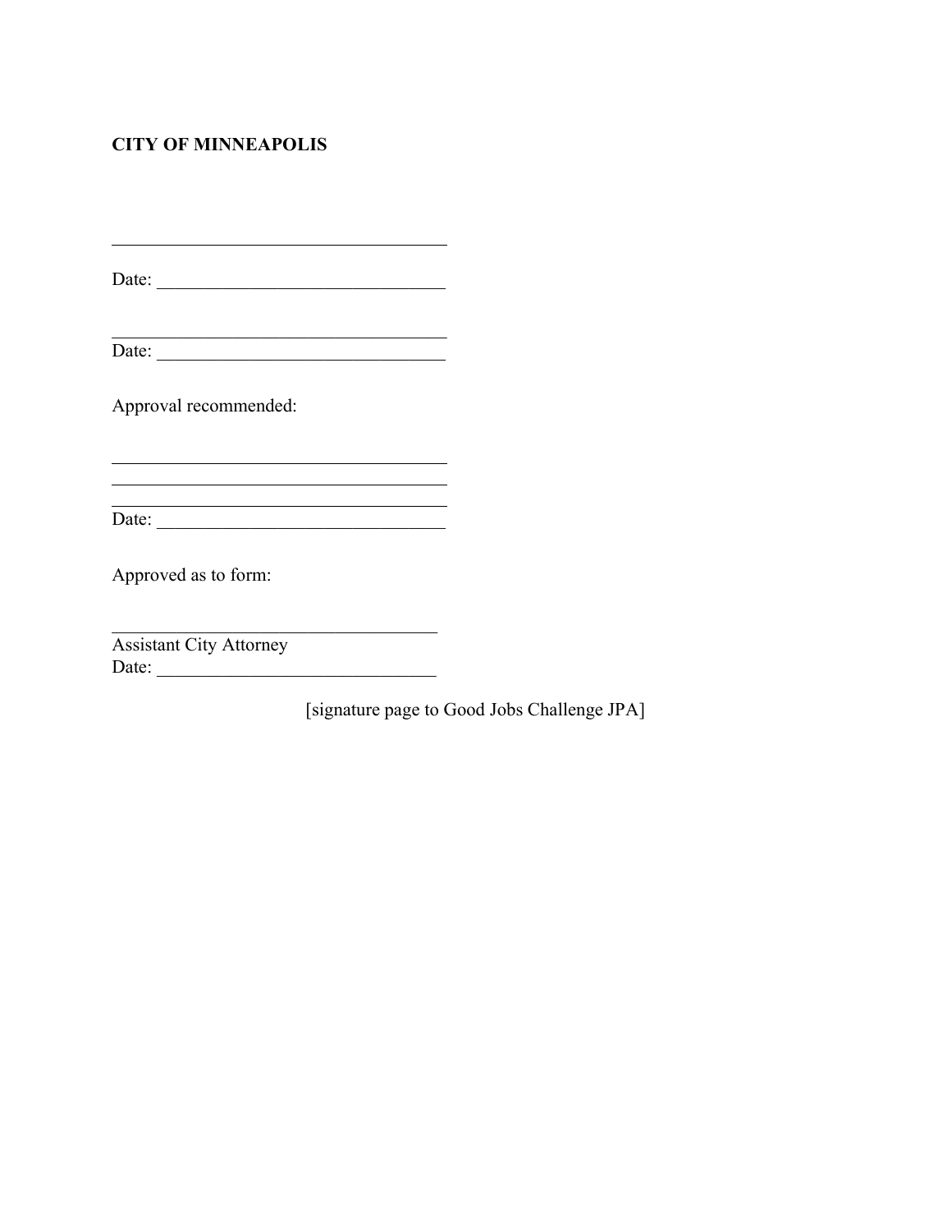**CITY OF MINNEAPOLIS**

\_\_\_\_\_\_\_\_\_\_\_\_\_\_\_\_\_\_\_\_\_\_\_\_\_\_\_\_\_\_\_\_\_\_\_\_

Date: \_\_\_\_\_\_\_\_\_\_\_\_\_\_\_\_\_\_\_\_\_\_\_\_\_\_\_\_\_\_\_

\_\_\_\_\_\_\_\_\_\_\_\_\_\_\_\_\_\_\_\_\_\_\_\_\_\_\_\_\_\_\_\_\_\_\_\_

Date: \_\_\_\_\_\_\_\_\_\_\_\_\_\_\_\_\_\_\_\_\_\_\_\_\_\_\_\_\_\_\_

Approval recommended:

\_\_\_\_\_\_\_\_\_\_\_\_\_\_\_\_\_\_\_\_\_\_\_\_\_\_\_\_\_\_\_\_\_\_\_\_

\_\_\_\_\_\_\_\_\_\_\_\_\_\_\_\_\_\_\_\_\_\_\_\_\_\_\_\_\_\_\_\_\_\_\_\_

\_\_\_\_\_\_\_\_\_\_\_\_\_\_\_\_\_\_\_\_\_\_\_\_\_\_\_\_\_\_\_\_\_\_\_\_

Date: \_\_\_\_\_\_\_\_\_\_\_\_\_\_\_\_\_\_\_\_\_\_\_\_\_\_\_\_\_\_\_

Approved as to form:

\_\_\_\_\_\_\_\_\_\_\_\_\_\_\_\_\_\_\_\_\_\_\_\_\_\_\_\_\_\_\_\_\_\_\_\_

Assistant City Attorney

Date: \_\_\_\_\_\_\_\_\_\_\_\_\_\_\_\_\_\_\_\_\_\_\_\_\_\_\_\_\_\_\_

[signature page to Good Jobs Challenge JPA]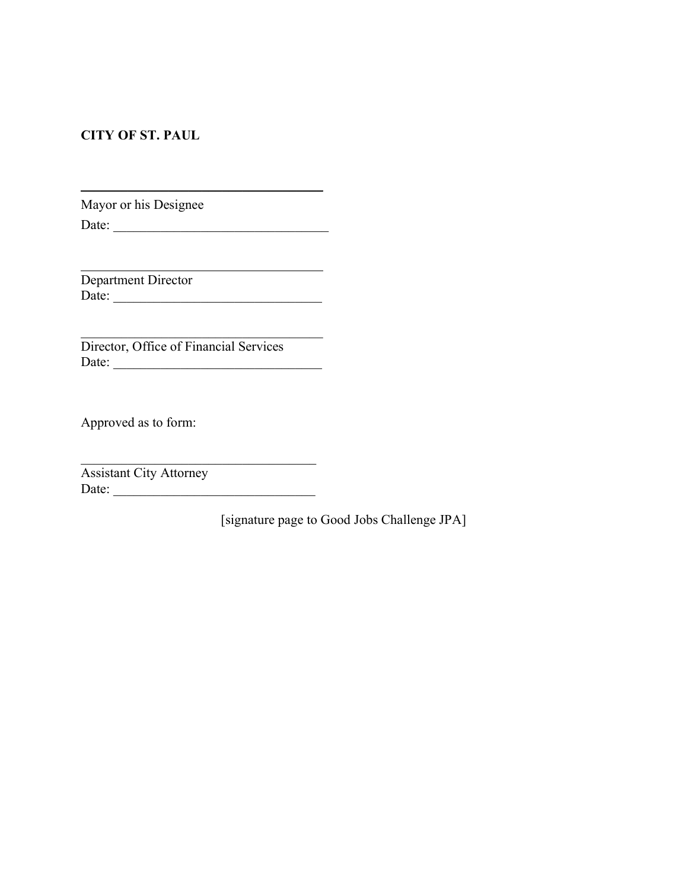**CITY OF ST. PAUL**

\_\_\_\_\_\_\_\_\_\_\_\_\_\_\_\_\_\_\_\_\_\_\_\_\_\_\_\_\_\_\_\_\_\_\_\_\_

Mayor or his Designee

Date: \_\_\_\_\_\_\_\_\_\_\_\_\_\_\_\_\_\_\_\_\_\_\_\_\_\_\_\_\_\_\_\_\_

\_\_\_\_\_\_\_\_\_\_\_\_\_\_\_\_\_\_\_\_\_\_\_\_\_\_\_\_\_\_\_\_\_\_\_\_\_

Department Director

Date: \_\_\_\_\_\_\_\_\_\_\_\_\_\_\_\_\_\_\_\_\_\_\_\_\_\_\_\_\_\_\_

\_\_\_\_\_\_\_\_\_\_\_\_\_\_\_\_\_\_\_\_\_\_\_\_\_\_\_\_\_\_\_\_\_\_\_\_\_

Director, Office of Financial Services

Date: \_\_\_\_\_\_\_\_\_\_\_\_\_\_\_\_\_\_\_\_\_\_\_\_\_\_\_\_\_\_\_

Approved as to form:

\_\_\_\_\_\_\_\_\_\_\_\_\_\_\_\_\_\_\_\_\_\_\_\_\_\_\_\_\_\_\_\_\_\_\_\_

Assistant City Attorney

Date: \_\_\_\_\_\_\_\_\_\_\_\_\_\_\_\_\_\_\_\_\_\_\_\_\_\_\_\_\_\_

[signature page to Good Jobs Challenge JPA]